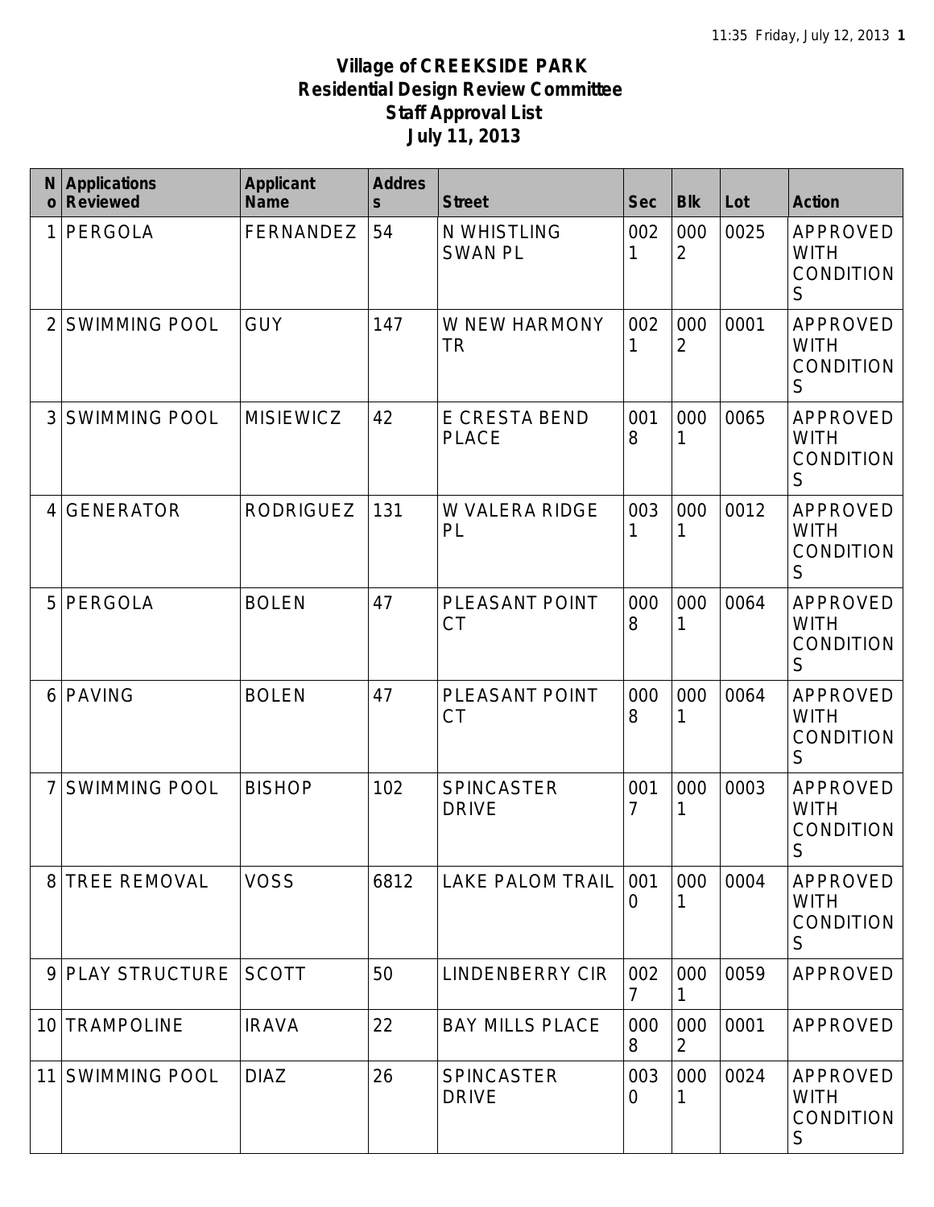**Village of CREEKSIDE PARK**
**Residential Design Review Committee**
**Staff Approval List**
**July 11, 2013**

| No | Applications Reviewed | Applicant Name | Address | Street | Sec | Blk | Lot | Action |
|---|---|---|---|---|---|---|---|---|
| 1 | PERGOLA | FERNANDEZ | 54 | N WHISTLING SWAN PL | 0021 | 0002 | 0025 | APPROVED WITH CONDITIONS |
| 2 | SWIMMING POOL | GUY | 147 | W NEW HARMONY TR | 0021 | 0002 | 0001 | APPROVED WITH CONDITIONS |
| 3 | SWIMMING POOL | MISIEWICZ | 42 | E CRESTA BEND PLACE | 0018 | 0001 | 0065 | APPROVED WITH CONDITIONS |
| 4 | GENERATOR | RODRIGUEZ | 131 | W VALERA RIDGE PL | 0031 | 0001 | 0012 | APPROVED WITH CONDITIONS |
| 5 | PERGOLA | BOLEN | 47 | PLEASANT POINT CT | 0008 | 0001 | 0064 | APPROVED WITH CONDITIONS |
| 6 | PAVING | BOLEN | 47 | PLEASANT POINT CT | 0008 | 0001 | 0064 | APPROVED WITH CONDITIONS |
| 7 | SWIMMING POOL | BISHOP | 102 | SPINCASTER DRIVE | 0017 | 0001 | 0003 | APPROVED WITH CONDITIONS |
| 8 | TREE REMOVAL | VOSS | 6812 | LAKE PALOM TRAIL | 0010 | 0001 | 0004 | APPROVED WITH CONDITIONS |
| 9 | PLAY STRUCTURE | SCOTT | 50 | LINDENBERRY CIR | 0027 | 0001 | 0059 | APPROVED |
| 10 | TRAMPOLINE | IRAVA | 22 | BAY MILLS PLACE | 0008 | 0002 | 0001 | APPROVED |
| 11 | SWIMMING POOL | DIAZ | 26 | SPINCASTER DRIVE | 0030 | 0001 | 0024 | APPROVED WITH CONDITIONS |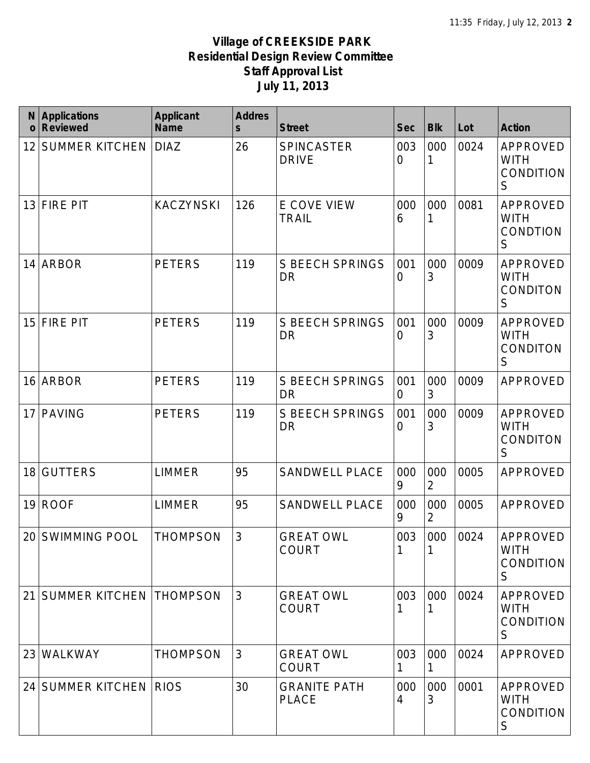**Village of CREEKSIDE PARK**
**Residential Design Review Committee**
**Staff Approval List**
**July 11, 2013**

| No | Applications Reviewed | Applicant Name | Address | Street | Sec | Blk | Lot | Action |
|---|---|---|---|---|---|---|---|---|
| 12 | SUMMER KITCHEN | DIAZ | 26 | SPINCASTER DRIVE | 0030 | 0001 | 0024 | APPROVED WITH CONDITIONS |
| 13 | FIRE PIT | KACZYNSKI | 126 | E COVE VIEW TRAIL | 0006 | 0001 | 0081 | APPROVED WITH CONDTIONS |
| 14 | ARBOR | PETERS | 119 | S BEECH SPRINGS DR | 0010 | 0003 | 0009 | APPROVED WITH CONDITONS |
| 15 | FIRE PIT | PETERS | 119 | S BEECH SPRINGS DR | 0010 | 0003 | 0009 | APPROVED WITH CONDITONS |
| 16 | ARBOR | PETERS | 119 | S BEECH SPRINGS DR | 0010 | 0003 | 0009 | APPROVED |
| 17 | PAVING | PETERS | 119 | S BEECH SPRINGS DR | 0010 | 0003 | 0009 | APPROVED WITH CONDITONS |
| 18 | GUTTERS | LIMMER | 95 | SANDWELL PLACE | 0009 | 0002 | 0005 | APPROVED |
| 19 | ROOF | LIMMER | 95 | SANDWELL PLACE | 0009 | 0002 | 0005 | APPROVED |
| 20 | SWIMMING POOL | THOMPSON | 3 | GREAT OWL COURT | 0031 | 0001 | 0024 | APPROVED WITH CONDITIONS |
| 21 | SUMMER KITCHEN | THOMPSON | 3 | GREAT OWL COURT | 0031 | 0001 | 0024 | APPROVED WITH CONDITIONS |
| 23 | WALKWAY | THOMPSON | 3 | GREAT OWL COURT | 0031 | 0001 | 0024 | APPROVED |
| 24 | SUMMER KITCHEN | RIOS | 30 | GRANITE PATH PLACE | 0004 | 0003 | 0001 | APPROVED WITH CONDITIONS |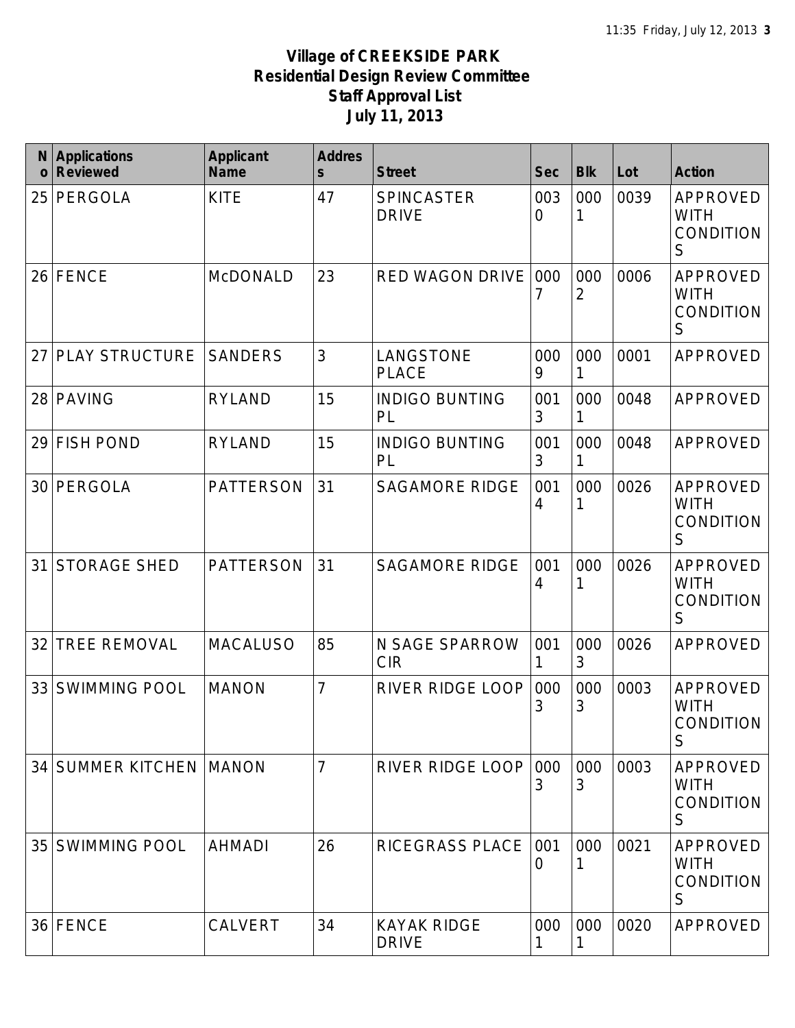**Village of CREEKSIDE PARK**
**Residential Design Review Committee**
**Staff Approval List**
**July 11, 2013**

| No | Applications Reviewed | Applicant Name | Address | Street | Sec | Blk | Lot | Action |
|---|---|---|---|---|---|---|---|---|
| 25 | PERGOLA | KITE | 47 | SPINCASTER DRIVE | 0030 | 0001 | 0039 | APPROVED WITH CONDITIONS |
| 26 | FENCE | McDONALD | 23 | RED WAGON DRIVE | 0007 | 0002 | 0006 | APPROVED WITH CONDITIONS |
| 27 | PLAY STRUCTURE | SANDERS | 3 | LANGSTONE PLACE | 0009 | 0001 | 0001 | APPROVED |
| 28 | PAVING | RYLAND | 15 | INDIGO BUNTING PL | 0013 | 0001 | 0048 | APPROVED |
| 29 | FISH POND | RYLAND | 15 | INDIGO BUNTING PL | 0013 | 0001 | 0048 | APPROVED |
| 30 | PERGOLA | PATTERSON | 31 | SAGAMORE RIDGE | 0014 | 0001 | 0026 | APPROVED WITH CONDITIONS |
| 31 | STORAGE SHED | PATTERSON | 31 | SAGAMORE RIDGE | 0014 | 0001 | 0026 | APPROVED WITH CONDITIONS |
| 32 | TREE REMOVAL | MACALUSO | 85 | N SAGE SPARROW CIR | 0011 | 0003 | 0026 | APPROVED |
| 33 | SWIMMING POOL | MANON | 7 | RIVER RIDGE LOOP | 0003 | 0003 | 0003 | APPROVED WITH CONDITIONS |
| 34 | SUMMER KITCHEN | MANON | 7 | RIVER RIDGE LOOP | 0003 | 0003 | 0003 | APPROVED WITH CONDITIONS |
| 35 | SWIMMING POOL | AHMADI | 26 | RICEGRASS PLACE | 0010 | 0001 | 0021 | APPROVED WITH CONDITIONS |
| 36 | FENCE | CALVERT | 34 | KAYAK RIDGE DRIVE | 0001 | 0001 | 0020 | APPROVED |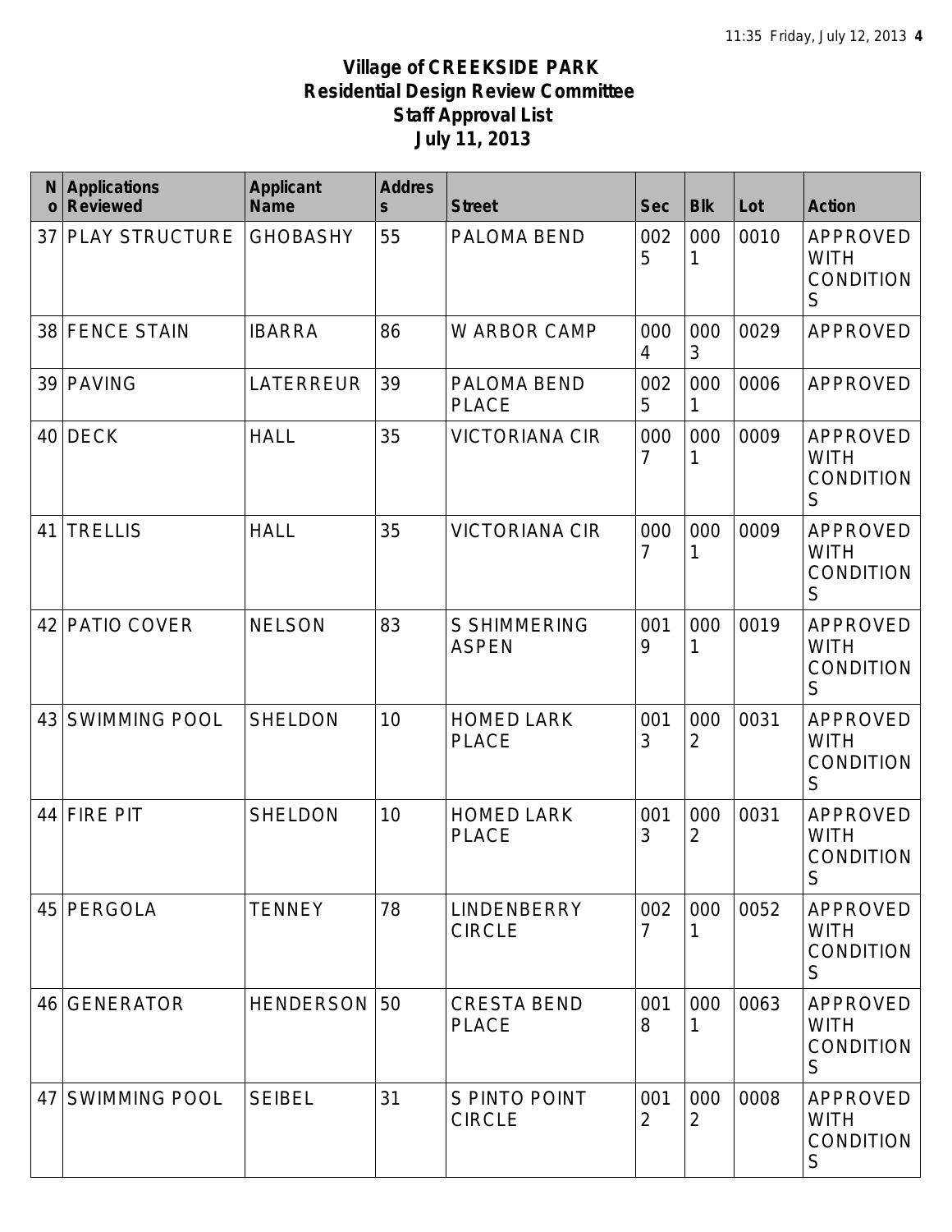**Village of CREEKSIDE PARK**
**Residential Design Review Committee**
**Staff Approval List**
**July 11, 2013**

| No | Applications Reviewed | Applicant Name | Address | Street | Sec | Blk | Lot | Action |
|---|---|---|---|---|---|---|---|---|
| 37 | PLAY STRUCTURE | GHOBASHY | 55 | PALOMA BEND | 0025 | 0001 | 0010 | APPROVED WITH CONDITIONS |
| 38 | FENCE STAIN | IBARRA | 86 | W ARBOR CAMP | 0004 | 0003 | 0029 | APPROVED |
| 39 | PAVING | LATERREUR | 39 | PALOMA BEND PLACE | 0025 | 0001 | 0006 | APPROVED |
| 40 | DECK | HALL | 35 | VICTORIANA CIR | 0007 | 0001 | 0009 | APPROVED WITH CONDITIONS |
| 41 | TRELLIS | HALL | 35 | VICTORIANA CIR | 0007 | 0001 | 0009 | APPROVED WITH CONDITIONS |
| 42 | PATIO COVER | NELSON | 83 | S SHIMMERING ASPEN | 0019 | 0001 | 0019 | APPROVED WITH CONDITIONS |
| 43 | SWIMMING POOL | SHELDON | 10 | HOMED LARK PLACE | 0013 | 0002 | 0031 | APPROVED WITH CONDITIONS |
| 44 | FIRE PIT | SHELDON | 10 | HOMED LARK PLACE | 0013 | 0002 | 0031 | APPROVED WITH CONDITIONS |
| 45 | PERGOLA | TENNEY | 78 | LINDENBERRY CIRCLE | 0027 | 0001 | 0052 | APPROVED WITH CONDITIONS |
| 46 | GENERATOR | HENDERSON | 50 | CRESTA BEND PLACE | 0018 | 0001 | 0063 | APPROVED WITH CONDITIONS |
| 47 | SWIMMING POOL | SEIBEL | 31 | S PINTO POINT CIRCLE | 0012 | 0002 | 0008 | APPROVED WITH CONDITIONS |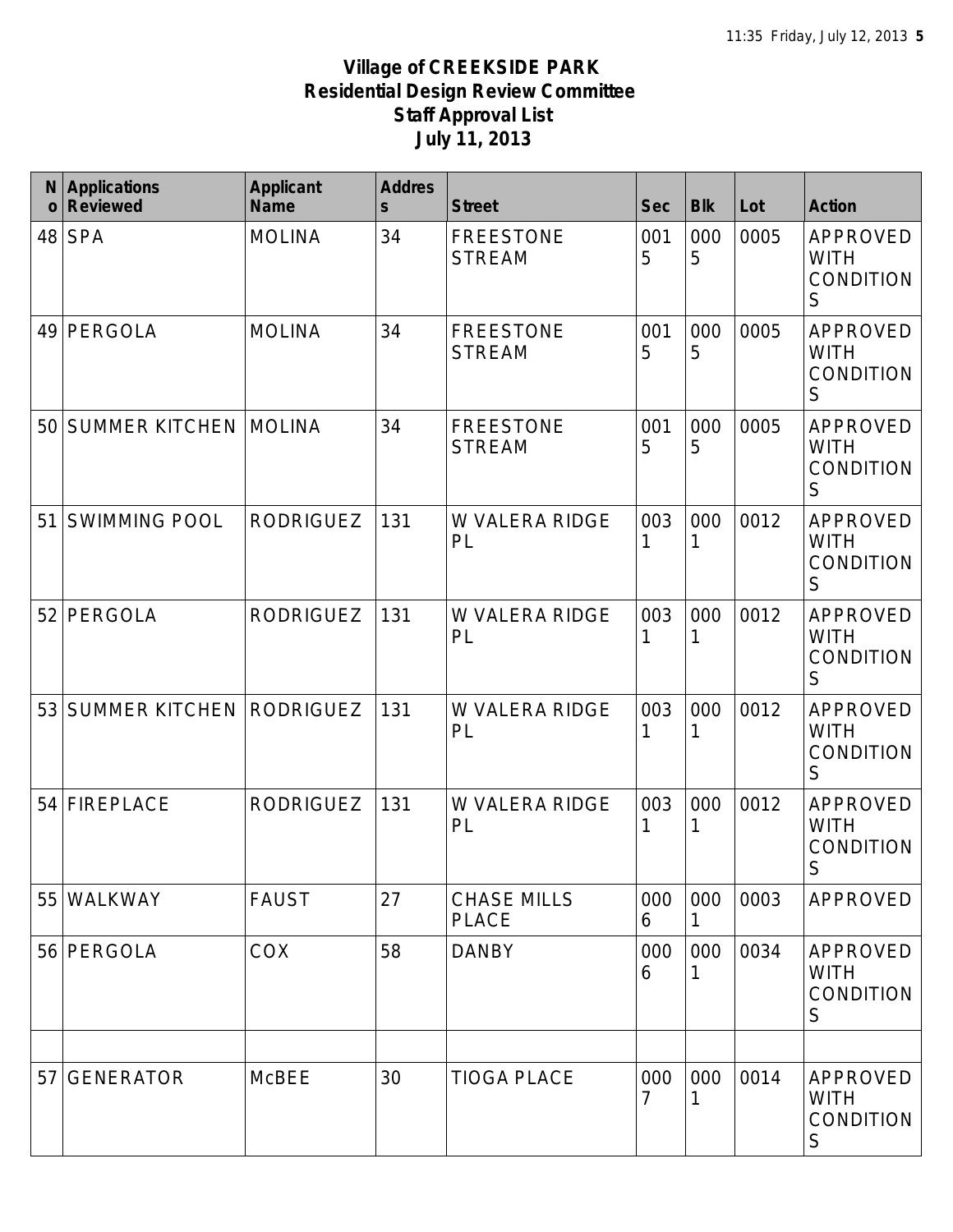**Village of CREEKSIDE PARK**
**Residential Design Review Committee**
**Staff Approval List**
**July 11, 2013**

| No | Applications Reviewed | Applicant Name | Address | Street | Sec | Blk | Lot | Action |
|---|---|---|---|---|---|---|---|---|
| 48 | SPA | MOLINA | 34 | FREESTONE STREAM | 0015 | 0005 | 0005 | APPROVED WITH CONDITIONS |
| 49 | PERGOLA | MOLINA | 34 | FREESTONE STREAM | 0015 | 0005 | 0005 | APPROVED WITH CONDITIONS |
| 50 | SUMMER KITCHEN | MOLINA | 34 | FREESTONE STREAM | 0015 | 0005 | 0005 | APPROVED WITH CONDITIONS |
| 51 | SWIMMING POOL | RODRIGUEZ | 131 | W VALERA RIDGE PL | 0031 | 0001 | 0012 | APPROVED WITH CONDITIONS |
| 52 | PERGOLA | RODRIGUEZ | 131 | W VALERA RIDGE PL | 0031 | 0001 | 0012 | APPROVED WITH CONDITIONS |
| 53 | SUMMER KITCHEN | RODRIGUEZ | 131 | W VALERA RIDGE PL | 0031 | 0001 | 0012 | APPROVED WITH CONDITIONS |
| 54 | FIREPLACE | RODRIGUEZ | 131 | W VALERA RIDGE PL | 0031 | 0001 | 0012 | APPROVED WITH CONDITIONS |
| 55 | WALKWAY | FAUST | 27 | CHASE MILLS PLACE | 0006 | 0001 | 0003 | APPROVED |
| 56 | PERGOLA | COX | 58 | DANBY | 0006 | 0001 | 0034 | APPROVED WITH CONDITIONS |
| | | | | | | | | |
| 57 | GENERATOR | McBEE | 30 | TIOGA PLACE | 0007 | 0001 | 0014 | APPROVED WITH CONDITIONS |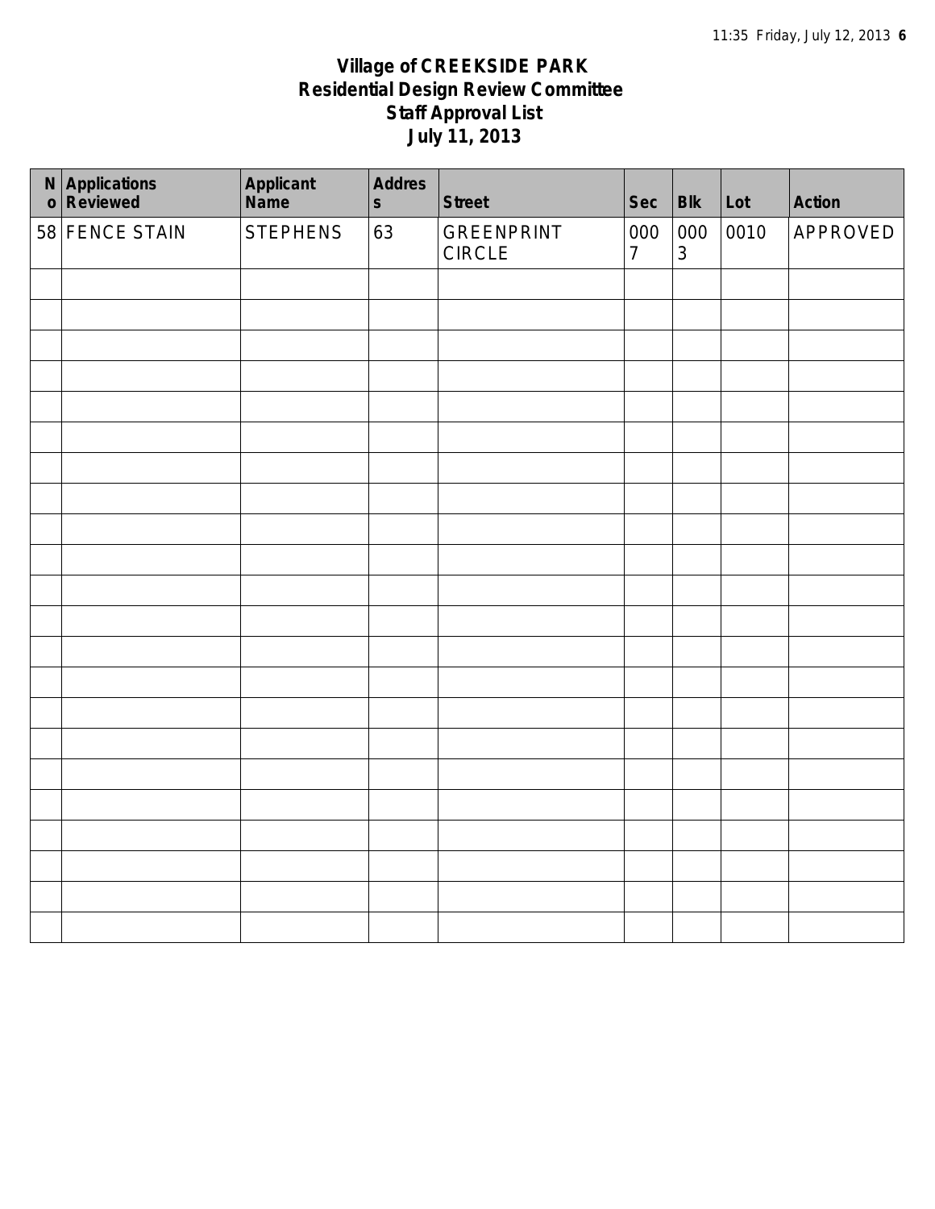# Village of CREEKSIDE PARK
## Residential Design Review Committee
## Staff Approval List
## July 11, 2013

| No | Applications Reviewed | Applicant Name | Address | Street | Sec | Blk | Lot | Action |
|---|---|---|---|---|---|---|---|---|
| 58 | FENCE STAIN | STEPHENS | 63 | GREENPRINT CIRCLE | 0007 | 0003 | 0010 | APPROVED |
| | | | | | | | | |
| | | | | | | | | |
| | | | | | | | | |
| | | | | | | | | |
| | | | | | | | | |
| | | | | | | | | |
| | | | | | | | | |
| | | | | | | | | |
| | | | | | | | | |
| | | | | | | | | |
| | | | | | | | | |
| | | | | | | | | |
| | | | | | | | | |
| | | | | | | | | |
| | | | | | | | | |
| | | | | | | | | |
| | | | | | | | | |
| | | | | | | | | |
| | | | | | | | | |
| | | | | | | | | |
| | | | | | | | | |
| | | | | | | | | |